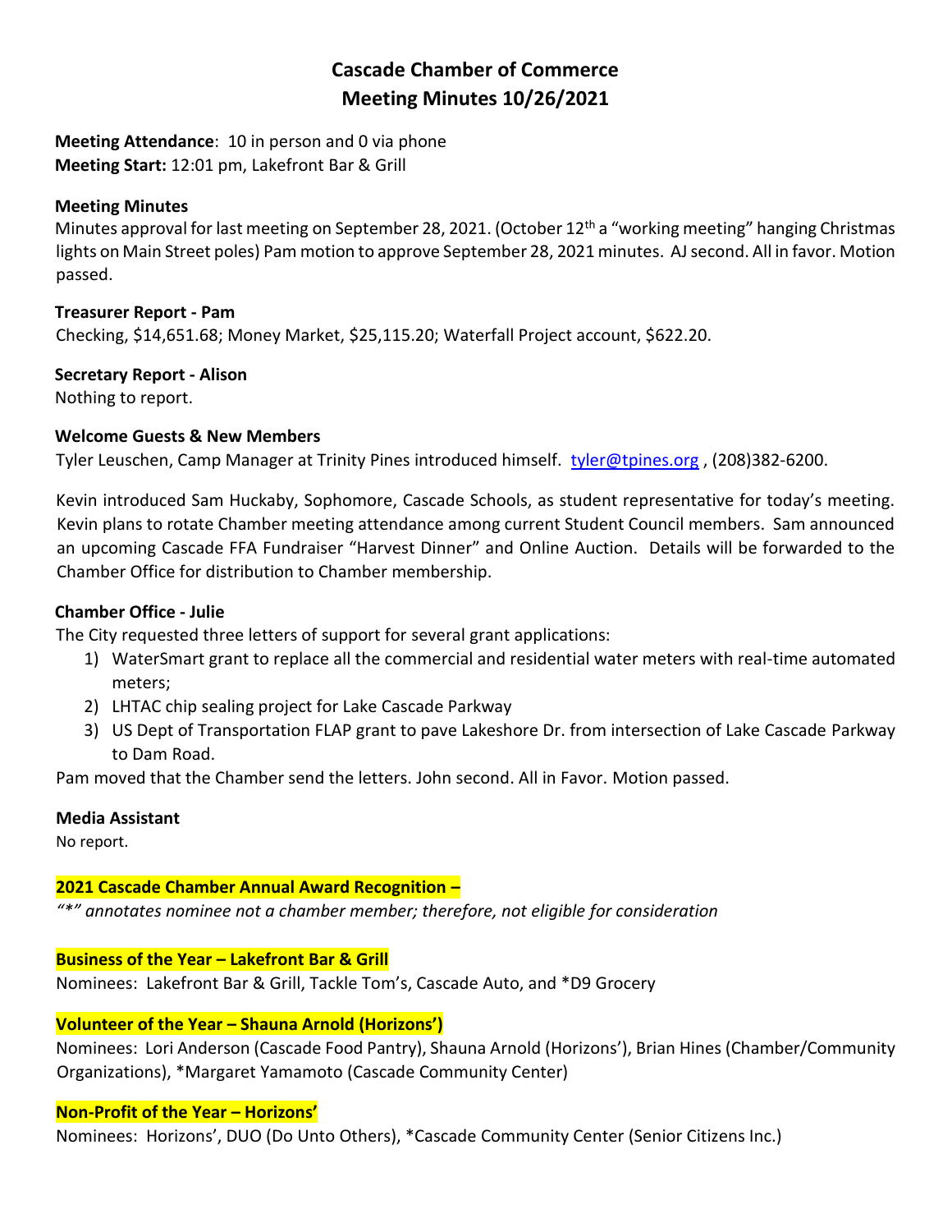# Cascade Chamber of Commerce
# Meeting Minutes 10/26/2021

**Meeting Attendance**: 10 in person and 0 via phone
**Meeting Start:** 12:01 pm, Lakefront Bar & Grill

**Meeting Minutes**
Minutes approval for last meeting on September 28, 2021. (October 12th a "working meeting" hanging Christmas lights on Main Street poles) Pam motion to approve September 28, 2021 minutes. AJ second. All in favor. Motion passed.

**Treasurer Report - Pam**
Checking, $14,651.68; Money Market, $25,115.20; Waterfall Project account, $622.20.

**Secretary Report - Alison**
Nothing to report.

**Welcome Guests & New Members**
Tyler Leuschen, Camp Manager at Trinity Pines introduced himself. tyler@tpines.org , (208)382-6200.

Kevin introduced Sam Huckaby, Sophomore, Cascade Schools, as student representative for today's meeting. Kevin plans to rotate Chamber meeting attendance among current Student Council members. Sam announced an upcoming Cascade FFA Fundraiser "Harvest Dinner" and Online Auction. Details will be forwarded to the Chamber Office for distribution to Chamber membership.

**Chamber Office - Julie**
The City requested three letters of support for several grant applications:

1) WaterSmart grant to replace all the commercial and residential water meters with real-time automated meters;
2) LHTAC chip sealing project for Lake Cascade Parkway
3) US Dept of Transportation FLAP grant to pave Lakeshore Dr. from intersection of Lake Cascade Parkway to Dam Road.

Pam moved that the Chamber send the letters. John second. All in Favor. Motion passed.

**Media Assistant**
No report.

**2021 Cascade Chamber Annual Award Recognition –**
*"\*" annotates nominee not a chamber member; therefore, not eligible for consideration*

**Business of the Year – Lakefront Bar & Grill**
Nominees: Lakefront Bar & Grill, Tackle Tom's, Cascade Auto, and *D9 Grocery

**Volunteer of the Year – Shauna Arnold (Horizons')**
Nominees: Lori Anderson (Cascade Food Pantry), Shauna Arnold (Horizons'), Brian Hines (Chamber/Community Organizations), *Margaret Yamamoto (Cascade Community Center)

**Non-Profit of the Year – Horizons'**
Nominees: Horizons', DUO (Do Unto Others), *Cascade Community Center (Senior Citizens Inc.)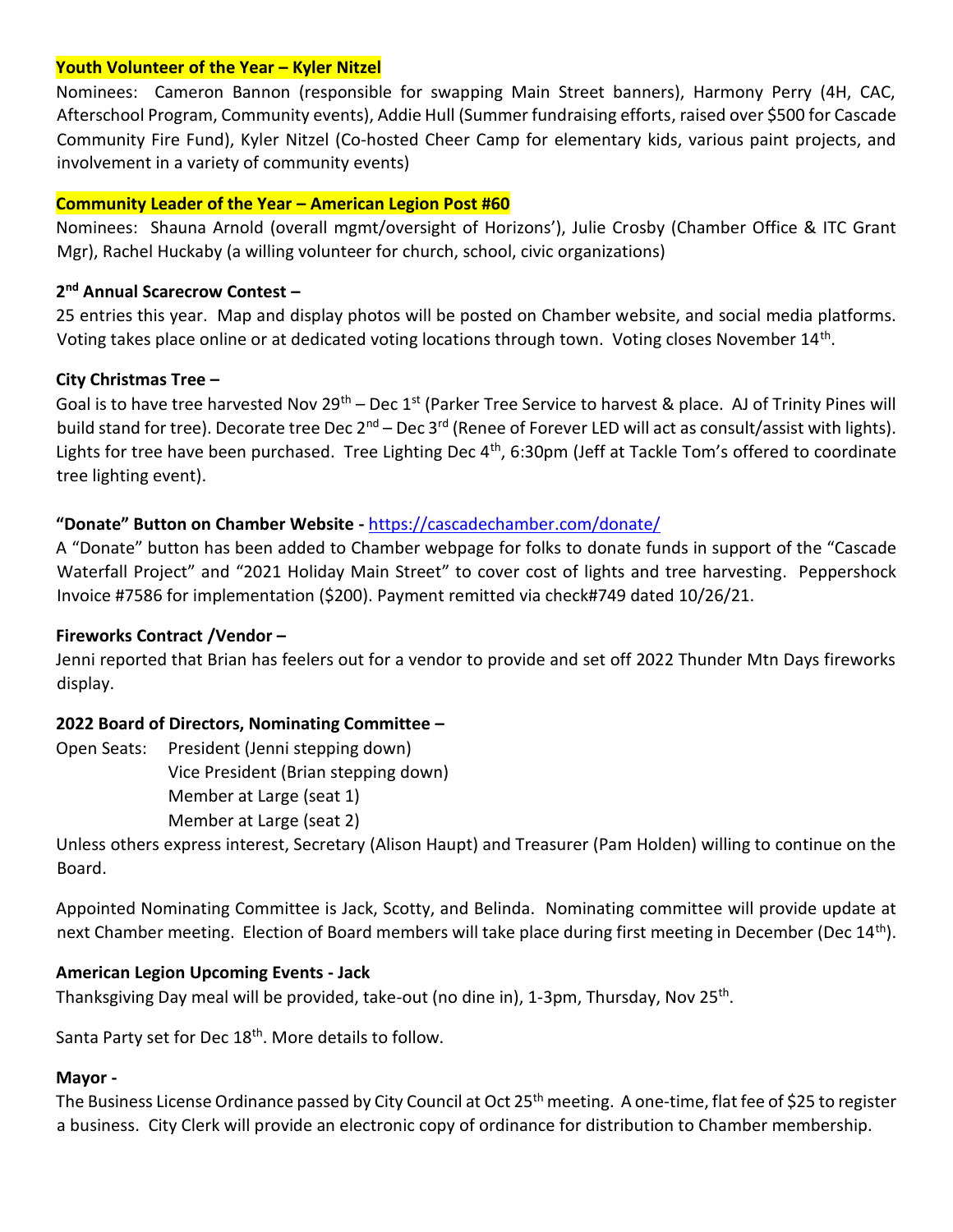**Youth Volunteer of the Year – Kyler Nitzel**

Nominees: Cameron Bannon (responsible for swapping Main Street banners), Harmony Perry (4H, CAC, Afterschool Program, Community events), Addie Hull (Summer fundraising efforts, raised over $500 for Cascade Community Fire Fund), Kyler Nitzel (Co-hosted Cheer Camp for elementary kids, various paint projects, and involvement in a variety of community events)

**Community Leader of the Year – American Legion Post #60**

Nominees: Shauna Arnold (overall mgmt/oversight of Horizons'), Julie Crosby (Chamber Office & ITC Grant Mgr), Rachel Huckaby (a willing volunteer for church, school, civic organizations)

**2nd Annual Scarecrow Contest –**

25 entries this year. Map and display photos will be posted on Chamber website, and social media platforms. Voting takes place online or at dedicated voting locations through town. Voting closes November 14th.

**City Christmas Tree –**

Goal is to have tree harvested Nov 29th – Dec 1st (Parker Tree Service to harvest & place. AJ of Trinity Pines will build stand for tree). Decorate tree Dec 2nd – Dec 3rd (Renee of Forever LED will act as consult/assist with lights). Lights for tree have been purchased. Tree Lighting Dec 4th, 6:30pm (Jeff at Tackle Tom's offered to coordinate tree lighting event).

**"Donate" Button on Chamber Website -** https://cascadechamber.com/donate/

A "Donate" button has been added to Chamber webpage for folks to donate funds in support of the "Cascade Waterfall Project" and "2021 Holiday Main Street" to cover cost of lights and tree harvesting. Peppershock Invoice #7586 for implementation ($200). Payment remitted via check#749 dated 10/26/21.

**Fireworks Contract /Vendor –**

Jenni reported that Brian has feelers out for a vendor to provide and set off 2022 Thunder Mtn Days fireworks display.

**2022 Board of Directors, Nominating Committee –**

Open Seats:
- President (Jenni stepping down)
- Vice President (Brian stepping down)
- Member at Large (seat 1)
- Member at Large (seat 2)

Unless others express interest, Secretary (Alison Haupt) and Treasurer (Pam Holden) willing to continue on the Board.

Appointed Nominating Committee is Jack, Scotty, and Belinda. Nominating committee will provide update at next Chamber meeting. Election of Board members will take place during first meeting in December (Dec 14th).

**American Legion Upcoming Events - Jack**

Thanksgiving Day meal will be provided, take-out (no dine in), 1-3pm, Thursday, Nov 25th.

Santa Party set for Dec 18th. More details to follow.

**Mayor -**

The Business License Ordinance passed by City Council at Oct 25th meeting. A one-time, flat fee of $25 to register a business. City Clerk will provide an electronic copy of ordinance for distribution to Chamber membership.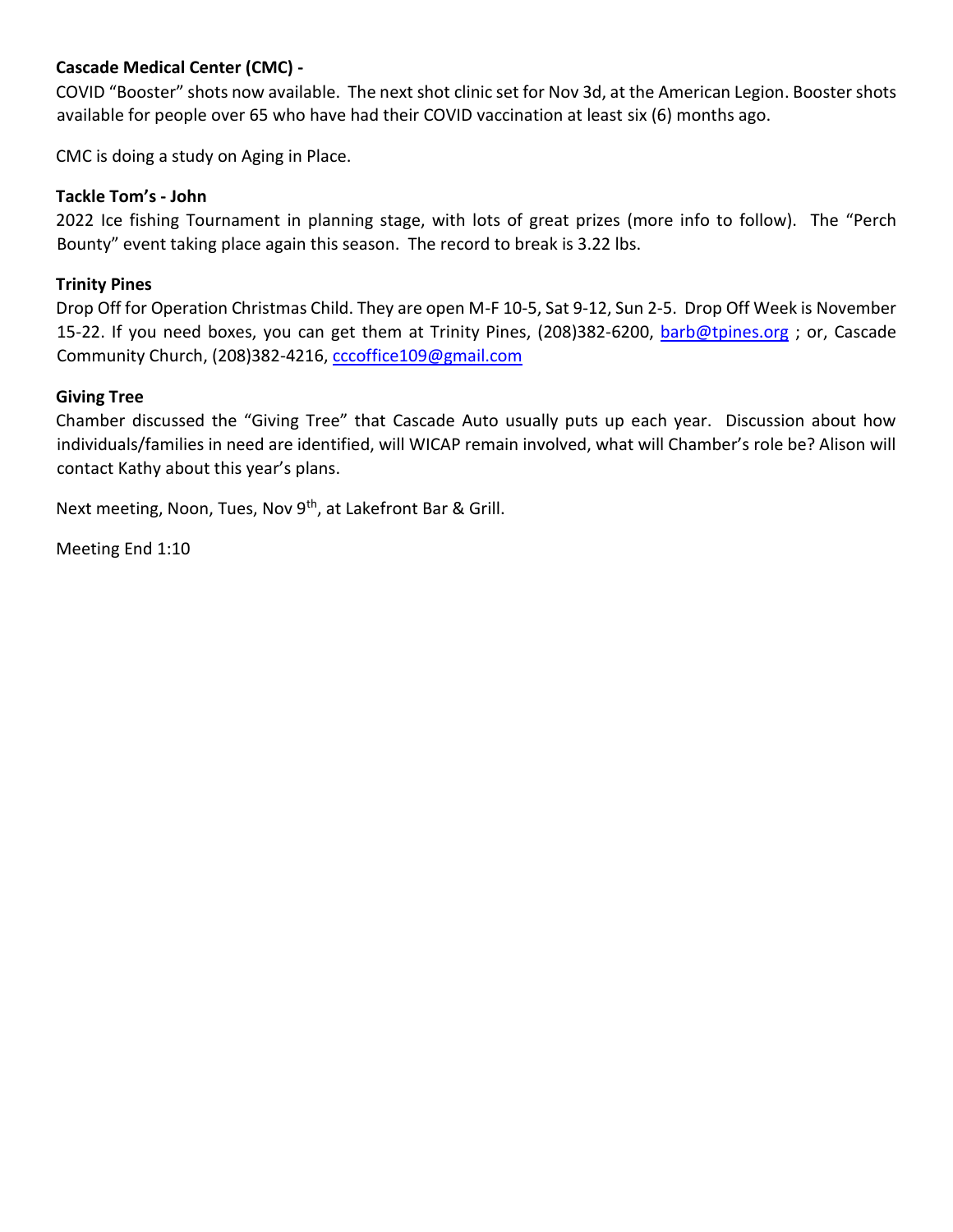**Cascade Medical Center (CMC) -**

COVID "Booster" shots now available. The next shot clinic set for Nov 3d, at the American Legion. Booster shots available for people over 65 who have had their COVID vaccination at least six (6) months ago.

CMC is doing a study on Aging in Place.

**Tackle Tom's - John**

2022 Ice fishing Tournament in planning stage, with lots of great prizes (more info to follow). The "Perch Bounty" event taking place again this season. The record to break is 3.22 lbs.

**Trinity Pines**

Drop Off for Operation Christmas Child. They are open M-F 10-5, Sat 9-12, Sun 2-5. Drop Off Week is November 15-22. If you need boxes, you can get them at Trinity Pines, (208)382-6200, barb@tpines.org ; or, Cascade Community Church, (208)382-4216, cccoffice109@gmail.com

**Giving Tree**

Chamber discussed the "Giving Tree" that Cascade Auto usually puts up each year. Discussion about how individuals/families in need are identified, will WICAP remain involved, what will Chamber's role be? Alison will contact Kathy about this year's plans.

Next meeting, Noon, Tues, Nov 9th, at Lakefront Bar & Grill.

Meeting End 1:10